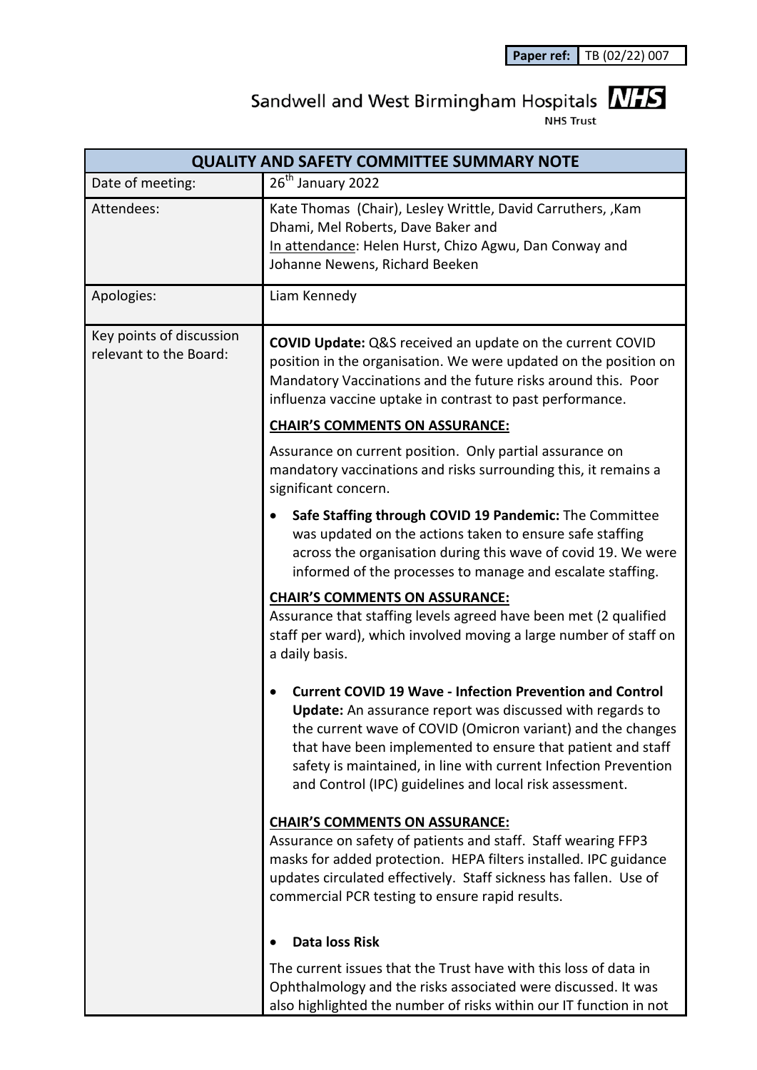| **Paper ref:** | TB (02/22) 007 |
|---|---|

Sandwell and West Birmingham Hospitals **NHS**
NHS Trust

| **QUALITY AND SAFETY COMMITTEE SUMMARY NOTE** | |
|---|---|
| Date of meeting: | 26th January 2022 |
| Attendees: | Kate Thomas (Chair), Lesley Writtle, David Carruthers, ,Kam Dhami, Mel Roberts, Dave Baker and<br>In attendance: Helen Hurst, Chizo Agwu, Dan Conway and Johanne Newens, Richard Beeken |
| Apologies: | Liam Kennedy |
| Key points of discussion relevant to the Board: | **COVID Update:** Q&S received an update on the current COVID position in the organisation. We were updated on the position on Mandatory Vaccinations and the future risks around this. Poor influenza vaccine uptake in contrast to past performance.<br><br>**CHAIR'S COMMENTS ON ASSURANCE:**<br><br>Assurance on current position. Only partial assurance on mandatory vaccinations and risks surrounding this, it remains a significant concern.<br><br>• **Safe Staffing through COVID 19 Pandemic:** The Committee was updated on the actions taken to ensure safe staffing across the organisation during this wave of covid 19. We were informed of the processes to manage and escalate staffing.<br><br>**CHAIR'S COMMENTS ON ASSURANCE:**<br>Assurance that staffing levels agreed have been met (2 qualified staff per ward), which involved moving a large number of staff on a daily basis.<br><br>• **Current COVID 19 Wave - Infection Prevention and Control Update:** An assurance report was discussed with regards to the current wave of COVID (Omicron variant) and the changes that have been implemented to ensure that patient and staff safety is maintained, in line with current Infection Prevention and Control (IPC) guidelines and local risk assessment.<br><br>**CHAIR'S COMMENTS ON ASSURANCE:**<br>Assurance on safety of patients and staff. Staff wearing FFP3 masks for added protection. HEPA filters installed. IPC guidance updates circulated effectively. Staff sickness has fallen. Use of commercial PCR testing to ensure rapid results.<br><br>• **Data loss Risk**<br><br>The current issues that the Trust have with this loss of data in Ophthalmology and the risks associated were discussed. It was also highlighted the number of risks within our IT function in not |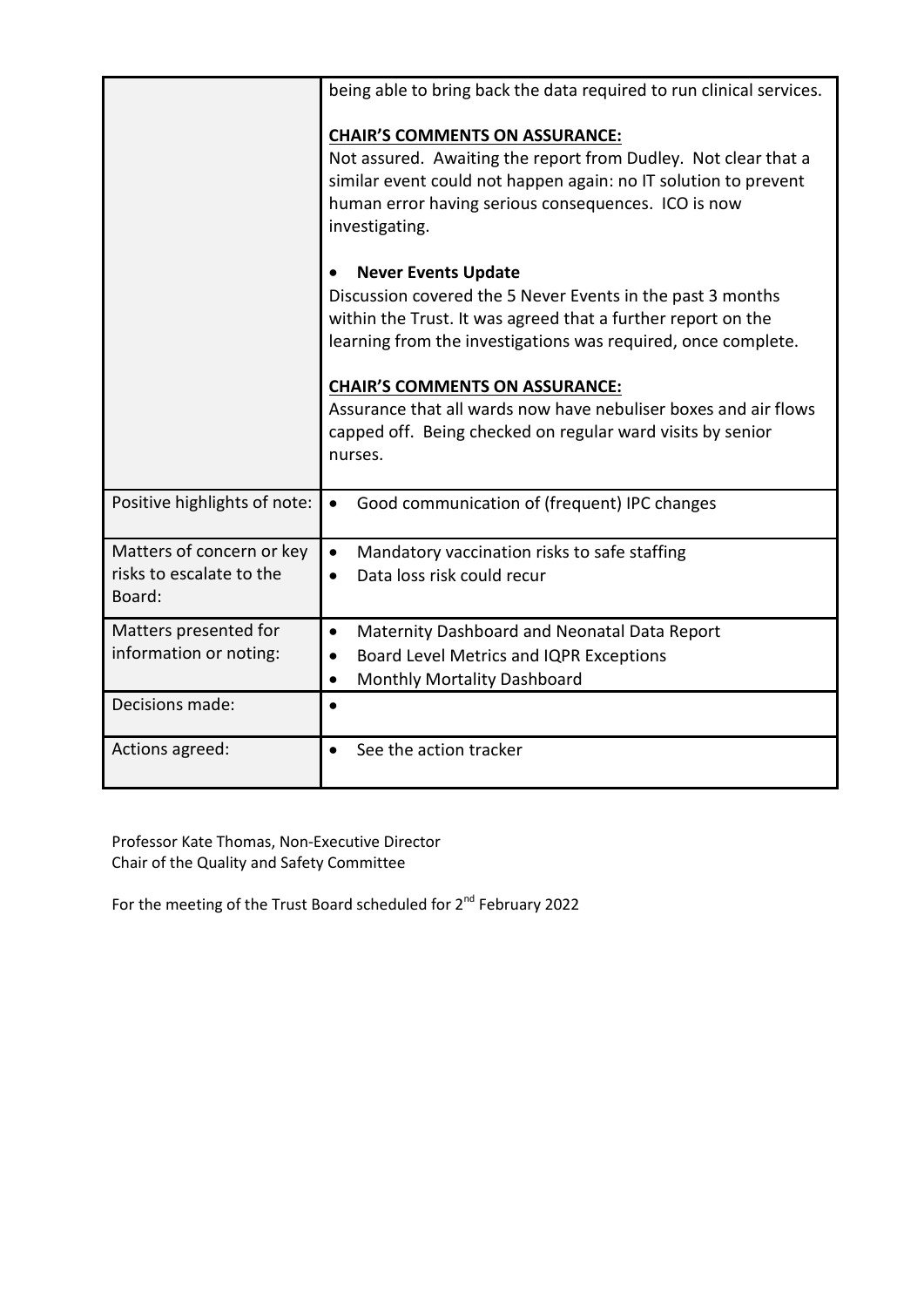| | |
|---|---|
| | being able to bring back the data required to run clinical services.<br><br>**CHAIR'S COMMENTS ON ASSURANCE:**<br>Not assured. Awaiting the report from Dudley. Not clear that a similar event could not happen again: no IT solution to prevent human error having serious consequences. ICO is now investigating.<br><br>• **Never Events Update**<br>Discussion covered the 5 Never Events in the past 3 months within the Trust. It was agreed that a further report on the learning from the investigations was required, once complete.<br><br>**CHAIR'S COMMENTS ON ASSURANCE:**<br>Assurance that all wards now have nebuliser boxes and air flows capped off. Being checked on regular ward visits by senior nurses. |
| Positive highlights of note: | • Good communication of (frequent) IPC changes |
| Matters of concern or key risks to escalate to the Board: | • Mandatory vaccination risks to safe staffing<br>• Data loss risk could recur |
| Matters presented for information or noting: | • Maternity Dashboard and Neonatal Data Report<br>• Board Level Metrics and IQPR Exceptions<br>• Monthly Mortality Dashboard |
| Decisions made: | • |
| Actions agreed: | • See the action tracker |

Professor Kate Thomas, Non-Executive Director
Chair of the Quality and Safety Committee

For the meeting of the Trust Board scheduled for 2nd February 2022